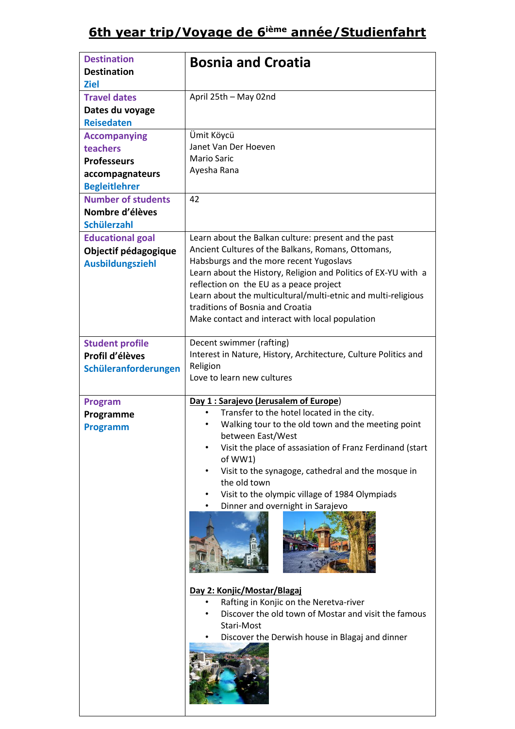# 6th year trip/Voyage de 6ième année/Studienfahrt

| Destination<br>Destination<br>Ziel | **Bosnia and Croatia** |
|---|---|
| Travel dates<br>Dates du voyage<br>Reisedaten | April 25th – May 02nd |
| Accompanying teachers<br>Professeurs accompagnateurs<br>Begleitlehrer | Ümit Köycü<br>Janet Van Der Hoeven<br>Mario Saric<br>Ayesha Rana |
| Number of students<br>Nombre d'élèves<br>Schülerzahl | 42 |
| Educational goal<br>Objectif pédagogique<br>Ausbildungsziehl | Learn about the Balkan culture: present and the past<br>Ancient Cultures of the Balkans, Romans, Ottomans, Habsburgs and the more recent Yugoslavs<br>Learn about the History, Religion and Politics of EX-YU with a reflection on the EU as a peace project<br>Learn about the multicultural/multi-etnic and multi-religious traditions of Bosnia and Croatia<br>Make contact and interact with local population |
| Student profile<br>Profil d'élèves<br>Schüleranforderungen | Decent swimmer (rafting)<br>Interest in Nature, History, Architecture, Culture Politics and Religion<br>Love to learn new cultures |
| Program<br>Programme<br>Programm | **Day 1 : Sarajevo (Jerusalem of Europe)**<br>• Transfer to the hotel located in the city.<br>• Walking tour to the old town and the meeting point between East/West<br>• Visit the place of assasiation of Franz Ferdinand (start of WW1)<br>• Visit to the synagoge, cathedral and the mosque in the old town<br>• Visit to the olympic village of 1984 Olympiads<br>• Dinner and overnight in Sarajevo<br><br>**Day 2: Konjic/Mostar/Blagaj**<br>• Rafting in Konjic on the Neretva-river<br>• Discover the old town of Mostar and visit the famous Stari-Most<br>• Discover the Derwish house in Blagaj and dinner |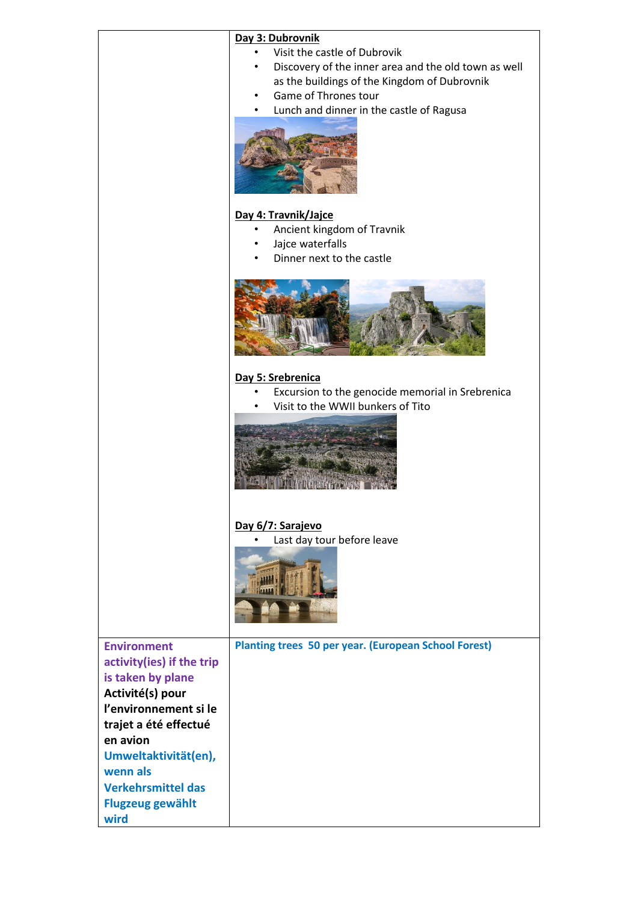| | |
|---|---|
| | **Day 3: Dubrovnik**<br>• Visit the castle of Dubrovik<br>• Discovery of the inner area and the old town as well as the buildings of the Kingdom of Dubrovnik<br>• Game of Thrones tour<br>• Lunch and dinner in the castle of Ragusa<br><br>**Day 4: Travnik/Jajce**<br>• Ancient kingdom of Travnik<br>• Jajce waterfalls<br>• Dinner next to the castle<br><br>**Day 5: Srebrenica**<br>• Excursion to the genocide memorial in Srebrenica<br>• Visit to the WWII bunkers of Tito<br><br>**Day 6/7: Sarajevo**<br>• Last day tour before leave |
| **Environment activity(ies) if the trip is taken by plane**<br>**Activité(s) pour l'environnement si le trajet a été effectué en avion**<br>**Umweltaktivität(en), wenn als Verkehrsmittel das Flugzeug gewählt wird** | **Planting trees 50 per year. (European School Forest)** |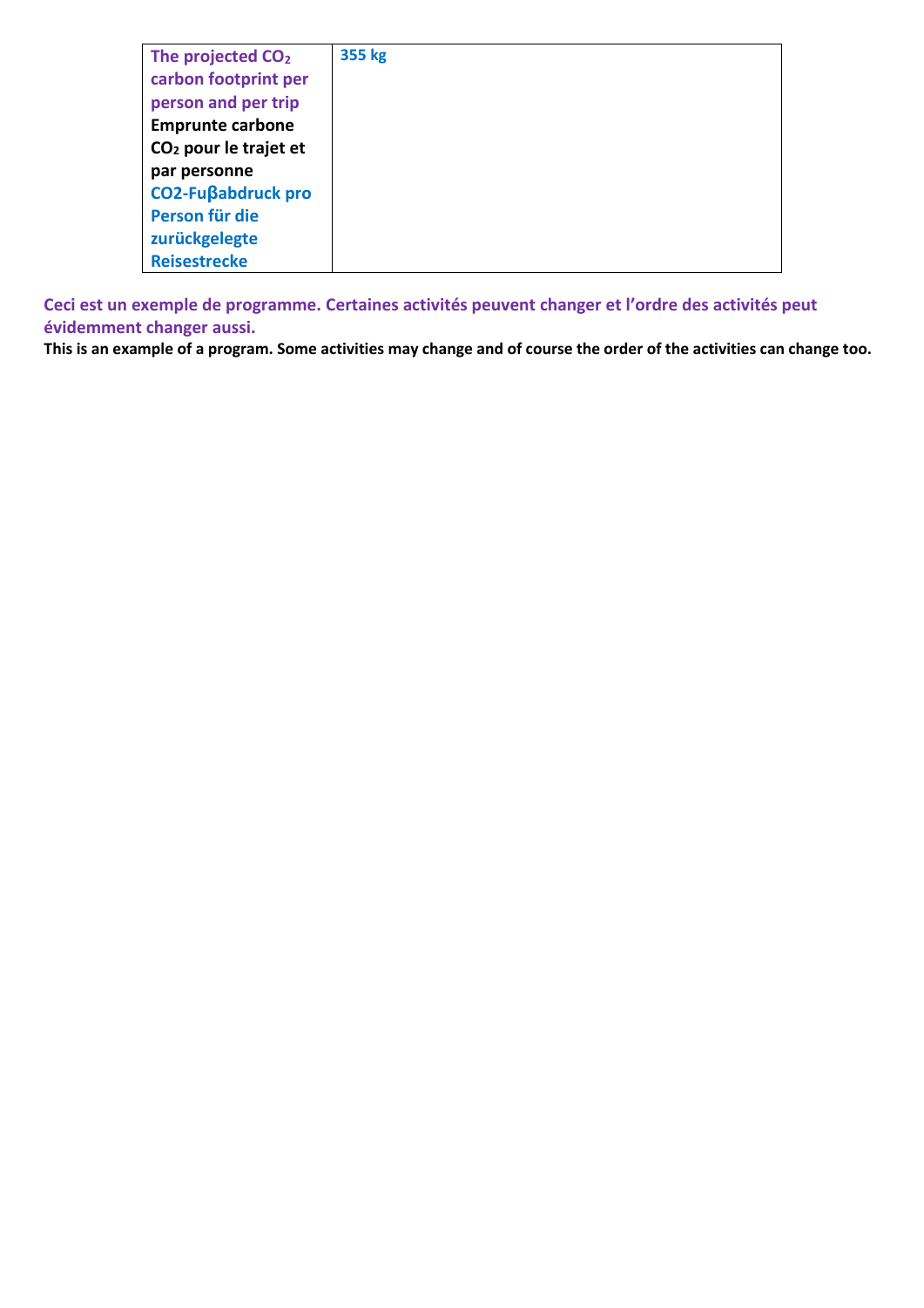| | |
|---|---|
| **The projected $CO_2$ carbon footprint per person and per trip** **Emprunte carbone $CO_2$ pour le trajet et par personne** **CO2-Fuβabdruck pro Person für die zurückgelegte Reisestrecke** | **355 kg** |

**Ceci est un exemple de programme. Certaines activités peuvent changer et l'ordre des activités peut évidemment changer aussi.**

**This is an example of a program. Some activities may change and of course the order of the activities can change too.**